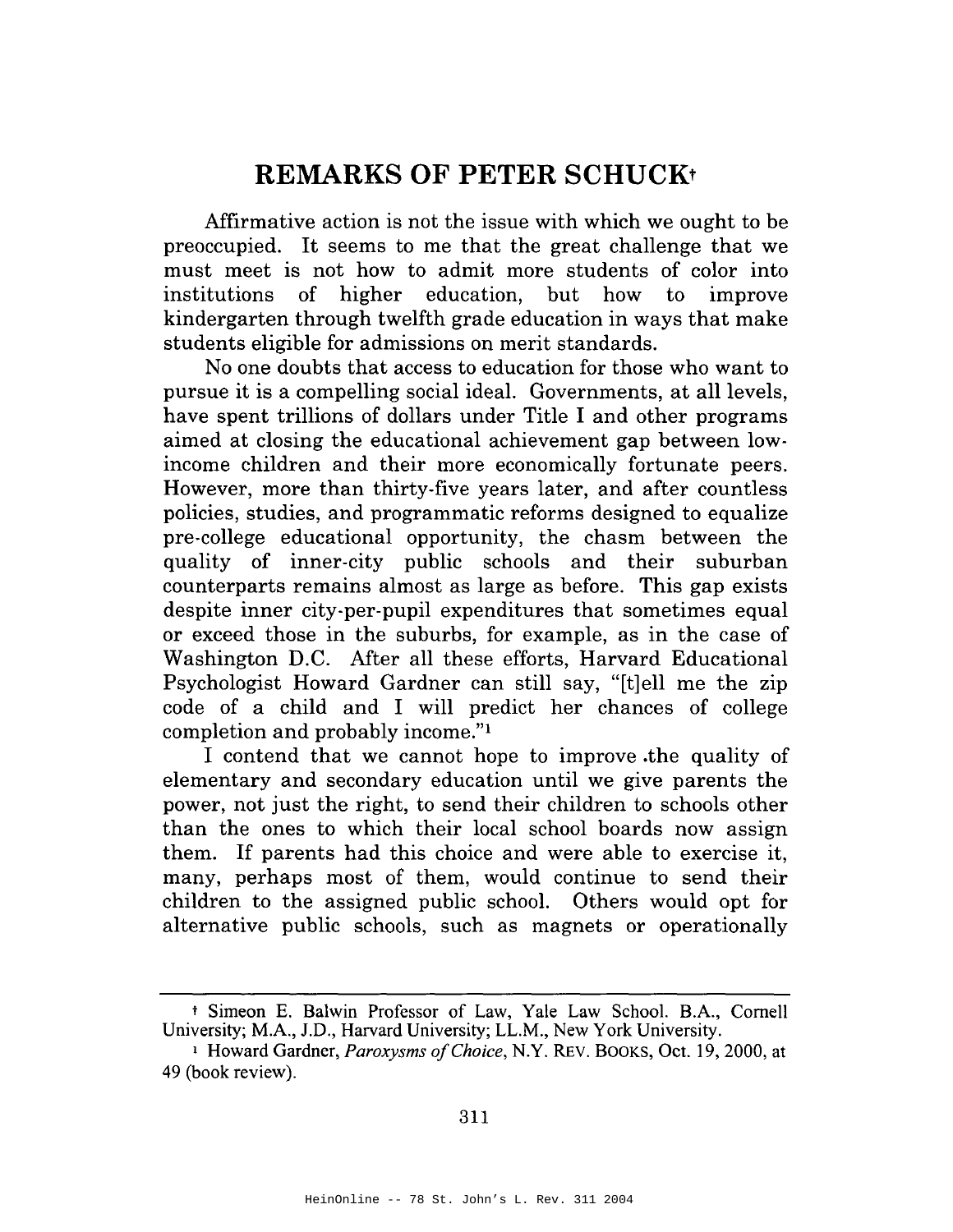# REMARKS OF PETER SCHUCK†

Affirmative action is not the issue with which we ought to be preoccupied. It seems to me that the great challenge that we must meet is not how to admit more students of color into institutions of higher education, but how to improve kindergarten through twelfth grade education in ways that make students eligible for admissions on merit standards.

No one doubts that access to education for those who want to pursue it is a compelling social ideal. Governments, at all levels, have spent trillions of dollars under Title I and other programs aimed at closing the educational achievement gap between low-income children and their more economically fortunate peers. However, more than thirty-five years later, and after countless policies, studies, and programmatic reforms designed to equalize pre-college educational opportunity, the chasm between the quality of inner-city public schools and their suburban counterparts remains almost as large as before. This gap exists despite inner city-per-pupil expenditures that sometimes equal or exceed those in the suburbs, for example, as in the case of Washington D.C. After all these efforts, Harvard Educational Psychologist Howard Gardner can still say, "[t]ell me the zip code of a child and I will predict her chances of college completion and probably income."[1]

I contend that we cannot hope to improve .the quality of elementary and secondary education until we give parents the power, not just the right, to send their children to schools other than the ones to which their local school boards now assign them. If parents had this choice and were able to exercise it, many, perhaps most of them, would continue to send their children to the assigned public school. Others would opt for alternative public schools, such as magnets or operationally

---

† Simeon E. Balwin Professor of Law, Yale Law School. B.A., Cornell University; M.A., J.D., Harvard University; LL.M., New York University.

[1] Howard Gardner, *Paroxysms of Choice*, N.Y. REV. BOOKS, Oct. 19, 2000, at 49 (book review).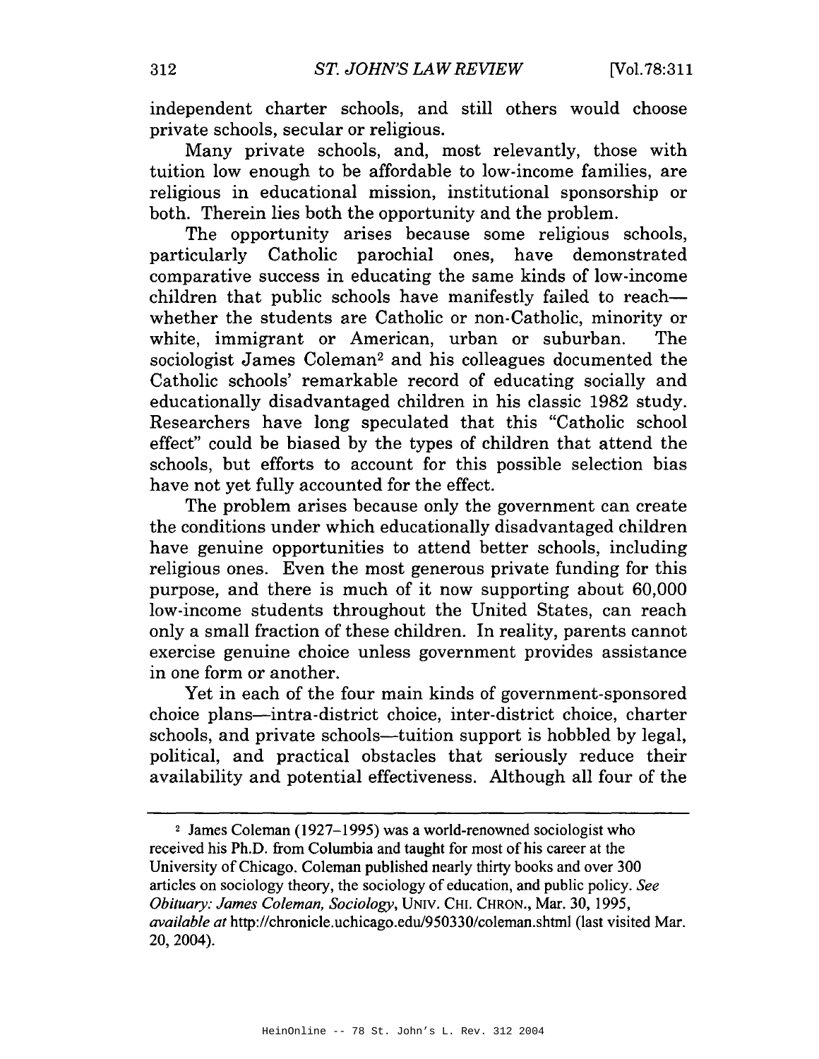independent charter schools, and still others would choose private schools, secular or religious.

Many private schools, and, most relevantly, those with tuition low enough to be affordable to low-income families, are religious in educational mission, institutional sponsorship or both. Therein lies both the opportunity and the problem.

The opportunity arises because some religious schools, particularly Catholic parochial ones, have demonstrated comparative success in educating the same kinds of low-income children that public schools have manifestly failed to reach—whether the students are Catholic or non-Catholic, minority or white, immigrant or American, urban or suburban. The sociologist James Coleman[2] and his colleagues documented the Catholic schools' remarkable record of educating socially and educationally disadvantaged children in his classic 1982 study. Researchers have long speculated that this "Catholic school effect" could be biased by the types of children that attend the schools, but efforts to account for this possible selection bias have not yet fully accounted for the effect.

The problem arises because only the government can create the conditions under which educationally disadvantaged children have genuine opportunities to attend better schools, including religious ones. Even the most generous private funding for this purpose, and there is much of it now supporting about 60,000 low-income students throughout the United States, can reach only a small fraction of these children. In reality, parents cannot exercise genuine choice unless government provides assistance in one form or another.

Yet in each of the four main kinds of government-sponsored choice plans—intra-district choice, inter-district choice, charter schools, and private schools—tuition support is hobbled by legal, political, and practical obstacles that seriously reduce their availability and potential effectiveness. Although all four of the

---

[2] James Coleman (1927–1995) was a world-renowned sociologist who received his Ph.D. from Columbia and taught for most of his career at the University of Chicago. Coleman published nearly thirty books and over 300 articles on sociology theory, the sociology of education, and public policy. *See Obituary: James Coleman, Sociology*, UNIV. CHI. CHRON., Mar. 30, 1995, *available at* http://chronicle.uchicago.edu/950330/coleman.shtml (last visited Mar. 20, 2004).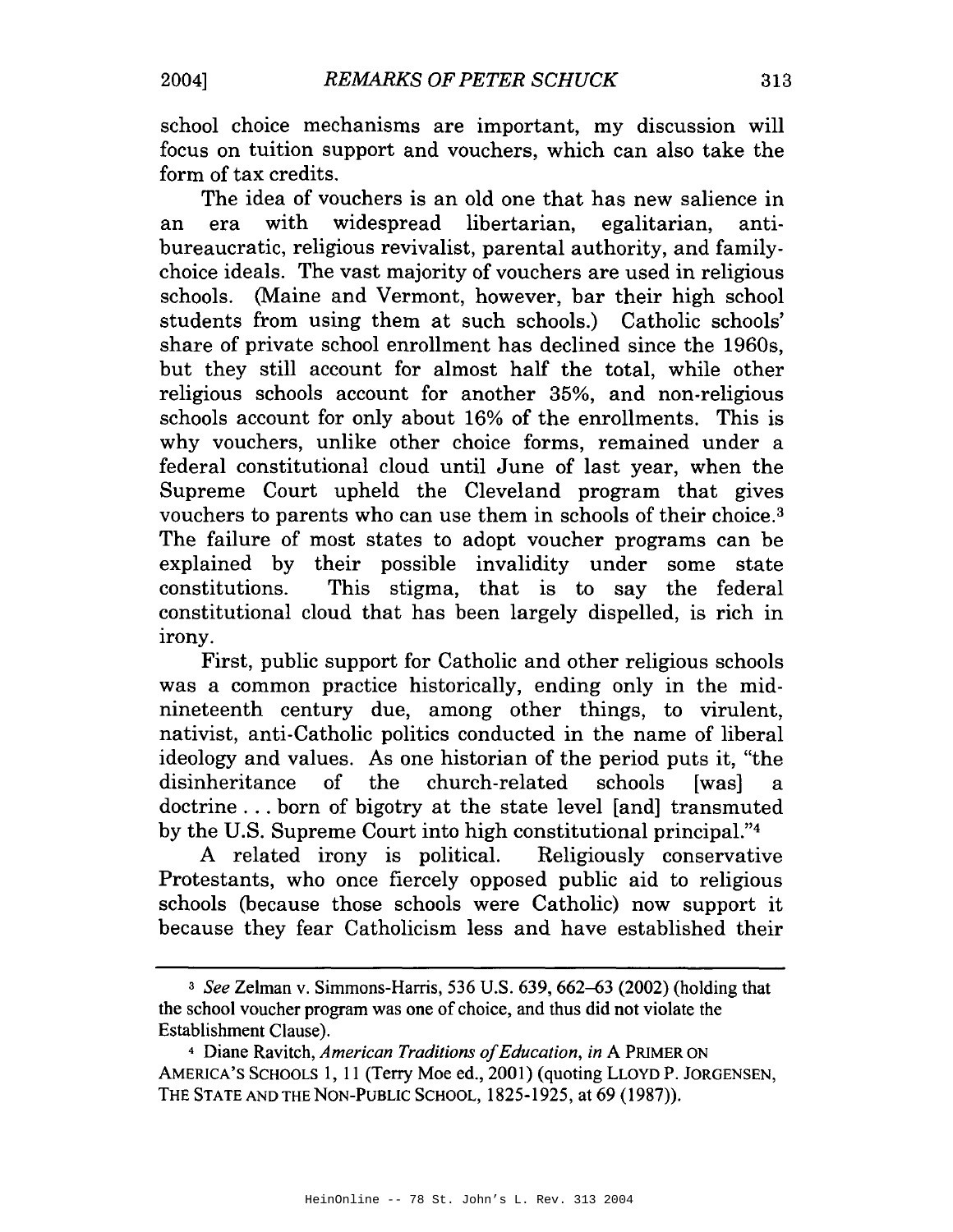school choice mechanisms are important, my discussion will focus on tuition support and vouchers, which can also take the form of tax credits.

The idea of vouchers is an old one that has new salience in an era with widespread libertarian, egalitarian, anti-bureaucratic, religious revivalist, parental authority, and family-choice ideals. The vast majority of vouchers are used in religious schools. (Maine and Vermont, however, bar their high school students from using them at such schools.) Catholic schools' share of private school enrollment has declined since the 1960s, but they still account for almost half the total, while other religious schools account for another 35%, and non-religious schools account for only about 16% of the enrollments. This is why vouchers, unlike other choice forms, remained under a federal constitutional cloud until June of last year, when the Supreme Court upheld the Cleveland program that gives vouchers to parents who can use them in schools of their choice.[3] The failure of most states to adopt voucher programs can be explained by their possible invalidity under some state constitutions. This stigma, that is to say the federal constitutional cloud that has been largely dispelled, is rich in irony.

First, public support for Catholic and other religious schools was a common practice historically, ending only in the mid-nineteenth century due, among other things, to virulent, nativist, anti-Catholic politics conducted in the name of liberal ideology and values. As one historian of the period puts it, "the disinheritance of the church-related schools [was] a doctrine . . . born of bigotry at the state level [and] transmuted by the U.S. Supreme Court into high constitutional principal."[4]

A related irony is political. Religiously conservative Protestants, who once fiercely opposed public aid to religious schools (because those schools were Catholic) now support it because they fear Catholicism less and have established their

---

[3] *See* Zelman v. Simmons-Harris, 536 U.S. 639, 662–63 (2002) (holding that the school voucher program was one of choice, and thus did not violate the Establishment Clause).

[4] Diane Ravitch, *American Traditions of Education*, *in* A PRIMER ON AMERICA'S SCHOOLS 1, 11 (Terry Moe ed., 2001) (quoting LLOYD P. JORGENSEN, THE STATE AND THE NON-PUBLIC SCHOOL, 1825-1925, at 69 (1987)).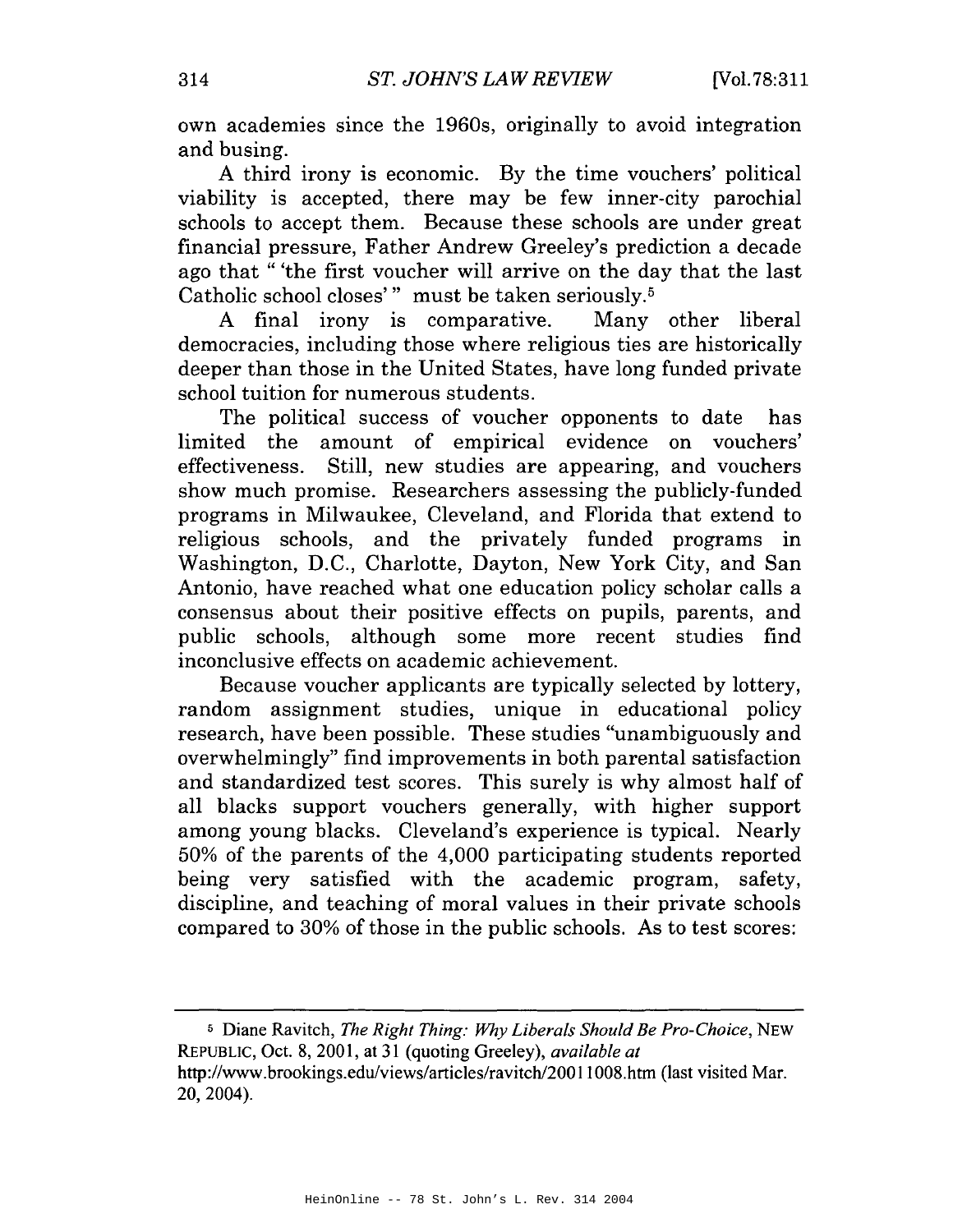own academies since the 1960s, originally to avoid integration and busing.

A third irony is economic. By the time vouchers' political viability is accepted, there may be few inner-city parochial schools to accept them. Because these schools are under great financial pressure, Father Andrew Greeley's prediction a decade ago that " 'the first voucher will arrive on the day that the last Catholic school closes' " must be taken seriously.[5]

A final irony is comparative. Many other liberal democracies, including those where religious ties are historically deeper than those in the United States, have long funded private school tuition for numerous students.

The political success of voucher opponents to date has limited the amount of empirical evidence on vouchers' effectiveness. Still, new studies are appearing, and vouchers show much promise. Researchers assessing the publicly-funded programs in Milwaukee, Cleveland, and Florida that extend to religious schools, and the privately funded programs in Washington, D.C., Charlotte, Dayton, New York City, and San Antonio, have reached what one education policy scholar calls a consensus about their positive effects on pupils, parents, and public schools, although some more recent studies find inconclusive effects on academic achievement.

Because voucher applicants are typically selected by lottery, random assignment studies, unique in educational policy research, have been possible. These studies "unambiguously and overwhelmingly" find improvements in both parental satisfaction and standardized test scores. This surely is why almost half of all blacks support vouchers generally, with higher support among young blacks. Cleveland's experience is typical. Nearly 50% of the parents of the 4,000 participating students reported being very satisfied with the academic program, safety, discipline, and teaching of moral values in their private schools compared to 30% of those in the public schools. As to test scores:

---

[5] Diane Ravitch, *The Right Thing: Why Liberals Should Be Pro-Choice*, NEW REPUBLIC, Oct. 8, 2001, at 31 (quoting Greeley), *available at* http://www.brookings.edu/views/articles/ravitch/20011008.htm (last visited Mar. 20, 2004).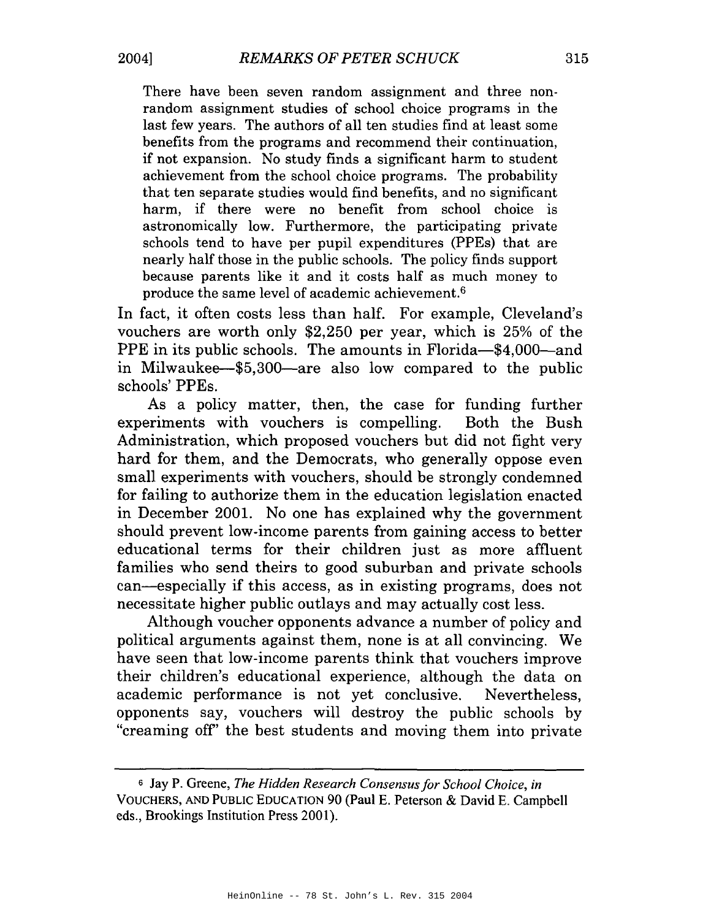> There have been seven random assignment and three non-random assignment studies of school choice programs in the last few years. The authors of all ten studies find at least some benefits from the programs and recommend their continuation, if not expansion. No study finds a significant harm to student achievement from the school choice programs. The probability that ten separate studies would find benefits, and no significant harm, if there were no benefit from school choice is astronomically low. Furthermore, the participating private schools tend to have per pupil expenditures (PPEs) that are nearly half those in the public schools. The policy finds support because parents like it and it costs half as much money to produce the same level of academic achievement.[6]

In fact, it often costs less than half. For example, Cleveland's vouchers are worth only $2,250 per year, which is 25% of the PPE in its public schools. The amounts in Florida—$4,000—and in Milwaukee—$5,300—are also low compared to the public schools' PPEs.

As a policy matter, then, the case for funding further experiments with vouchers is compelling. Both the Bush Administration, which proposed vouchers but did not fight very hard for them, and the Democrats, who generally oppose even small experiments with vouchers, should be strongly condemned for failing to authorize them in the education legislation enacted in December 2001. No one has explained why the government should prevent low-income parents from gaining access to better educational terms for their children just as more affluent families who send theirs to good suburban and private schools can—especially if this access, as in existing programs, does not necessitate higher public outlays and may actually cost less.

Although voucher opponents advance a number of policy and political arguments against them, none is at all convincing. We have seen that low-income parents think that vouchers improve their children's educational experience, although the data on academic performance is not yet conclusive. Nevertheless, opponents say, vouchers will destroy the public schools by "creaming off" the best students and moving them into private

---

[6] Jay P. Greene, *The Hidden Research Consensus for School Choice*, *in* VOUCHERS, AND PUBLIC EDUCATION 90 (Paul E. Peterson & David E. Campbell eds., Brookings Institution Press 2001).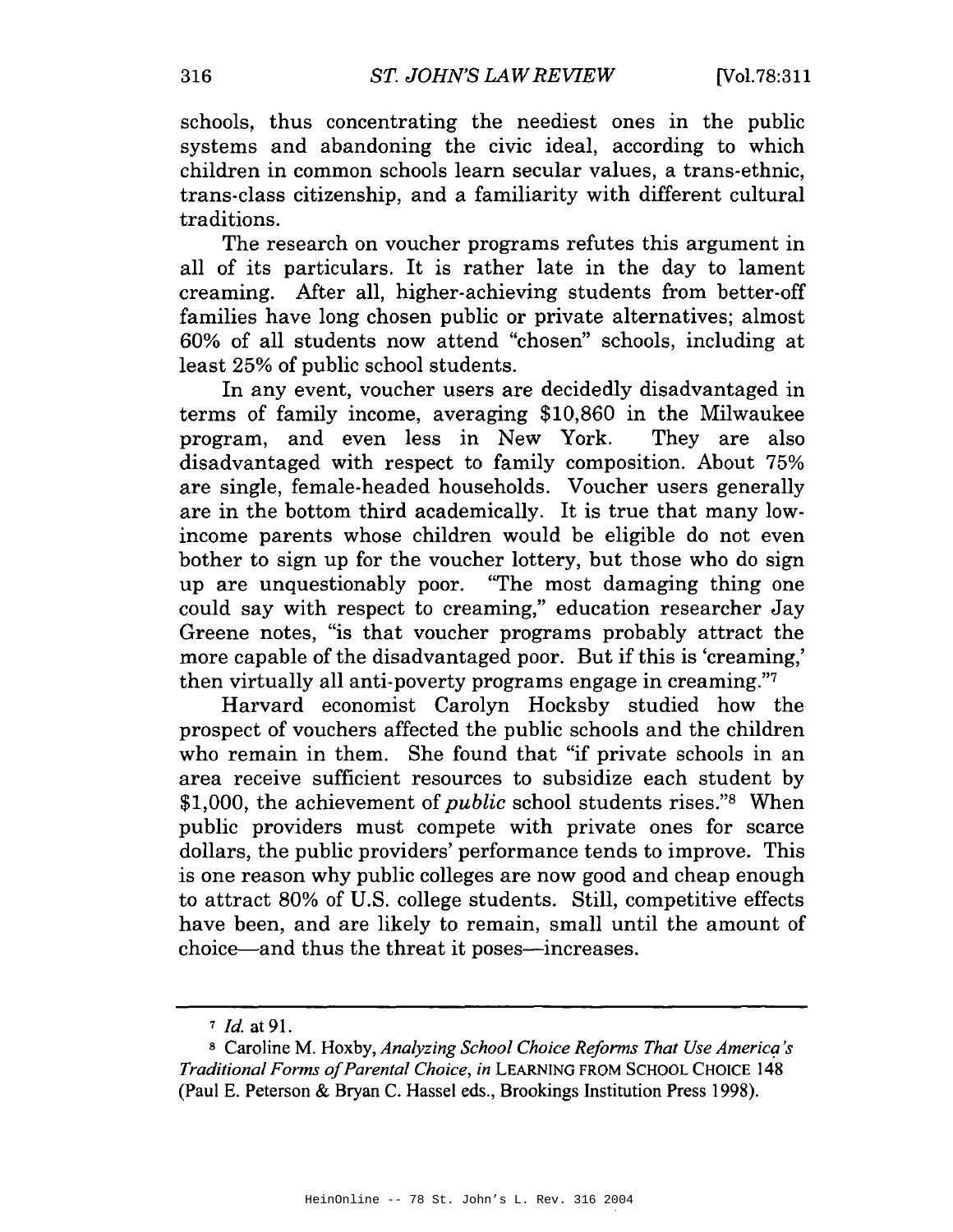schools, thus concentrating the neediest ones in the public systems and abandoning the civic ideal, according to which children in common schools learn secular values, a trans-ethnic, trans-class citizenship, and a familiarity with different cultural traditions.

The research on voucher programs refutes this argument in all of its particulars. It is rather late in the day to lament creaming. After all, higher-achieving students from better-off families have long chosen public or private alternatives; almost 60% of all students now attend "chosen" schools, including at least 25% of public school students.

In any event, voucher users are decidedly disadvantaged in terms of family income, averaging $10,860 in the Milwaukee program, and even less in New York. They are also disadvantaged with respect to family composition. About 75% are single, female-headed households. Voucher users generally are in the bottom third academically. It is true that many low-income parents whose children would be eligible do not even bother to sign up for the voucher lottery, but those who do sign up are unquestionably poor. "The most damaging thing one could say with respect to creaming," education researcher Jay Greene notes, "is that voucher programs probably attract the more capable of the disadvantaged poor. But if this is 'creaming,' then virtually all anti-poverty programs engage in creaming."[7]

Harvard economist Carolyn Hocksby studied how the prospect of vouchers affected the public schools and the children who remain in them. She found that "if private schools in an area receive sufficient resources to subsidize each student by $1,000, the achievement of *public* school students rises."[8] When public providers must compete with private ones for scarce dollars, the public providers' performance tends to improve. This is one reason why public colleges are now good and cheap enough to attract 80% of U.S. college students. Still, competitive effects have been, and are likely to remain, small until the amount of choice—and thus the threat it poses—increases.

---

[7] *Id.* at 91.

[8] Caroline M. Hoxby, *Analyzing School Choice Reforms That Use America's Traditional Forms of Parental Choice*, *in* LEARNING FROM SCHOOL CHOICE 148 (Paul E. Peterson & Bryan C. Hassel eds., Brookings Institution Press 1998).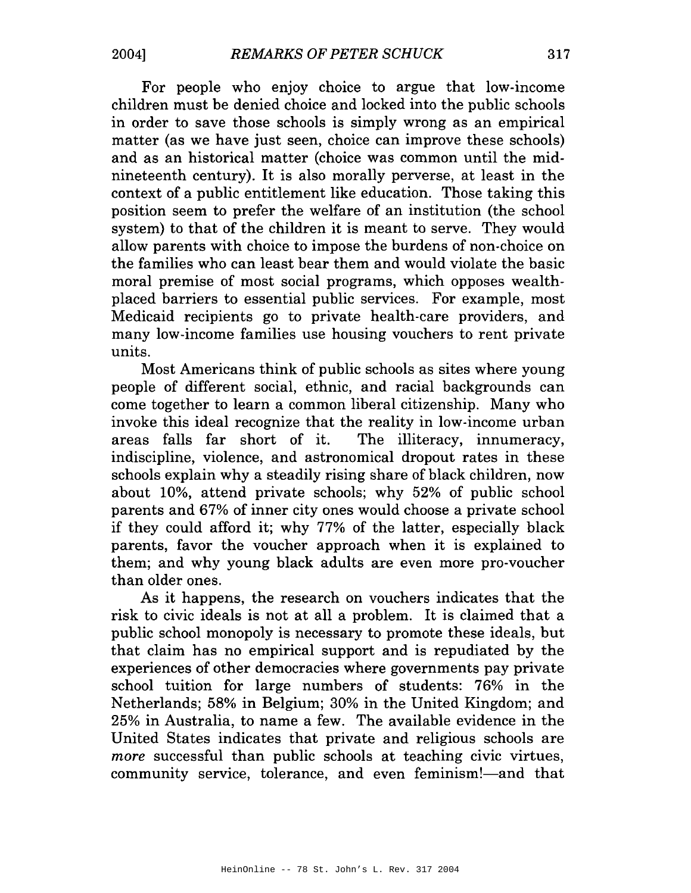For people who enjoy choice to argue that low-income children must be denied choice and locked into the public schools in order to save those schools is simply wrong as an empirical matter (as we have just seen, choice can improve these schools) and as an historical matter (choice was common until the mid-nineteenth century). It is also morally perverse, at least in the context of a public entitlement like education. Those taking this position seem to prefer the welfare of an institution (the school system) to that of the children it is meant to serve. They would allow parents with choice to impose the burdens of non-choice on the families who can least bear them and would violate the basic moral premise of most social programs, which opposes wealth-placed barriers to essential public services. For example, most Medicaid recipients go to private health-care providers, and many low-income families use housing vouchers to rent private units.

Most Americans think of public schools as sites where young people of different social, ethnic, and racial backgrounds can come together to learn a common liberal citizenship. Many who invoke this ideal recognize that the reality in low-income urban areas falls far short of it. The illiteracy, innumeracy, indiscipline, violence, and astronomical dropout rates in these schools explain why a steadily rising share of black children, now about 10%, attend private schools; why 52% of public school parents and 67% of inner city ones would choose a private school if they could afford it; why 77% of the latter, especially black parents, favor the voucher approach when it is explained to them; and why young black adults are even more pro-voucher than older ones.

As it happens, the research on vouchers indicates that the risk to civic ideals is not at all a problem. It is claimed that a public school monopoly is necessary to promote these ideals, but that claim has no empirical support and is repudiated by the experiences of other democracies where governments pay private school tuition for large numbers of students: 76% in the Netherlands; 58% in Belgium; 30% in the United Kingdom; and 25% in Australia, to name a few. The available evidence in the United States indicates that private and religious schools are *more* successful than public schools at teaching civic virtues, community service, tolerance, and even feminism!—and that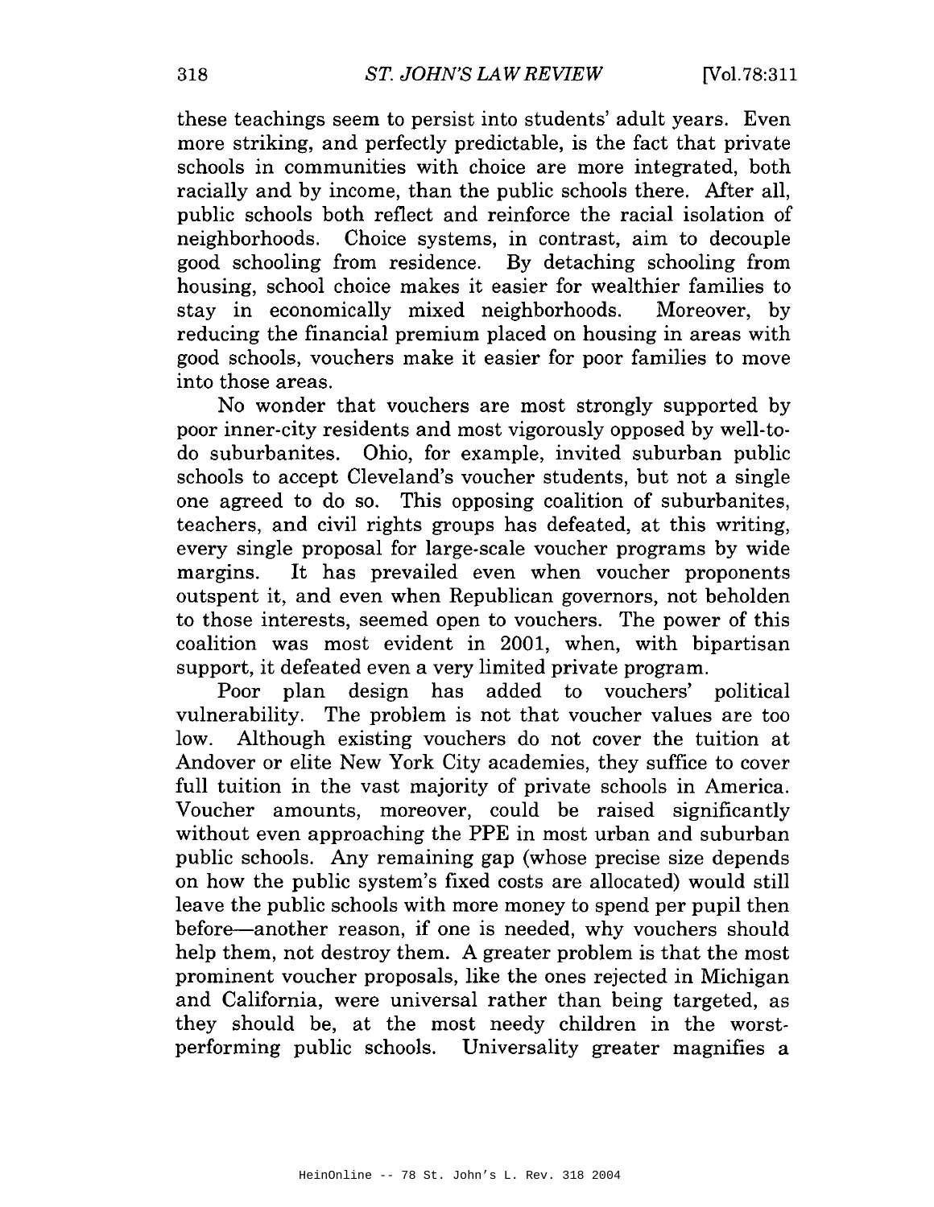these teachings seem to persist into students' adult years. Even more striking, and perfectly predictable, is the fact that private schools in communities with choice are more integrated, both racially and by income, than the public schools there. After all, public schools both reflect and reinforce the racial isolation of neighborhoods. Choice systems, in contrast, aim to decouple good schooling from residence. By detaching schooling from housing, school choice makes it easier for wealthier families to stay in economically mixed neighborhoods. Moreover, by reducing the financial premium placed on housing in areas with good schools, vouchers make it easier for poor families to move into those areas.

No wonder that vouchers are most strongly supported by poor inner-city residents and most vigorously opposed by well-to-do suburbanites. Ohio, for example, invited suburban public schools to accept Cleveland's voucher students, but not a single one agreed to do so. This opposing coalition of suburbanites, teachers, and civil rights groups has defeated, at this writing, every single proposal for large-scale voucher programs by wide margins. It has prevailed even when voucher proponents outspent it, and even when Republican governors, not beholden to those interests, seemed open to vouchers. The power of this coalition was most evident in 2001, when, with bipartisan support, it defeated even a very limited private program.

Poor plan design has added to vouchers' political vulnerability. The problem is not that voucher values are too low. Although existing vouchers do not cover the tuition at Andover or elite New York City academies, they suffice to cover full tuition in the vast majority of private schools in America. Voucher amounts, moreover, could be raised significantly without even approaching the PPE in most urban and suburban public schools. Any remaining gap (whose precise size depends on how the public system's fixed costs are allocated) would still leave the public schools with more money to spend per pupil then before—another reason, if one is needed, why vouchers should help them, not destroy them. A greater problem is that the most prominent voucher proposals, like the ones rejected in Michigan and California, were universal rather than being targeted, as they should be, at the most needy children in the worst-performing public schools. Universality greater magnifies a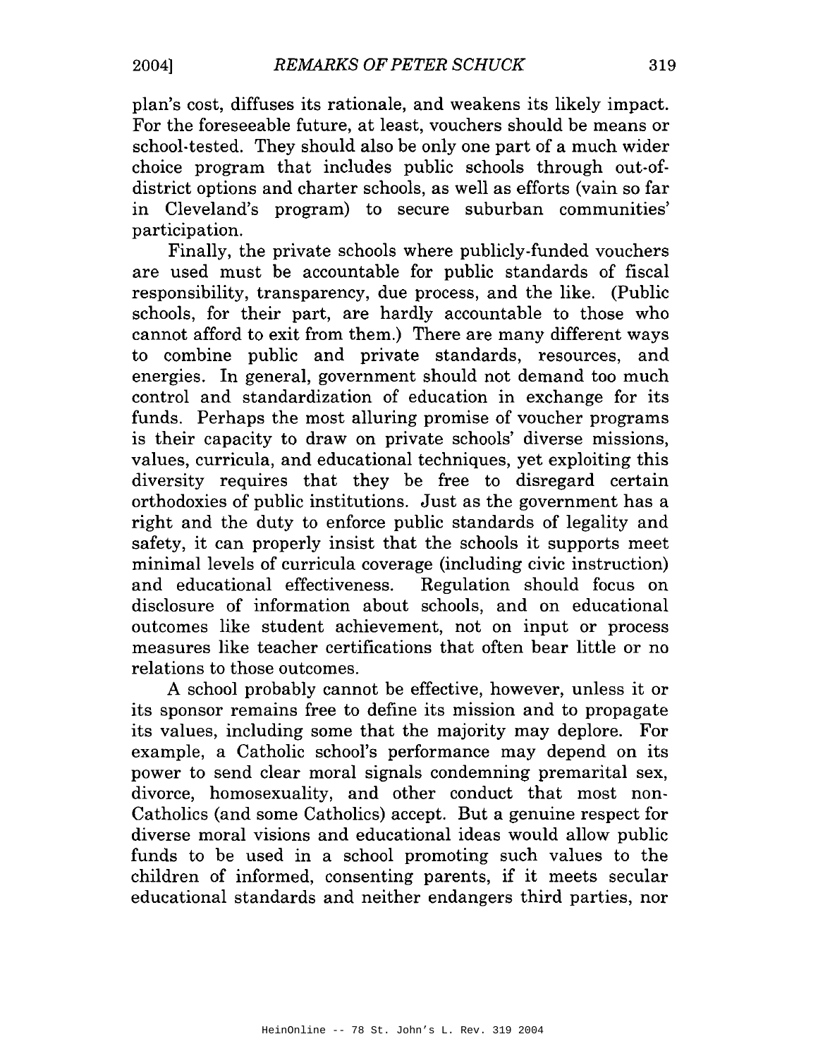plan's cost, diffuses its rationale, and weakens its likely impact. For the foreseeable future, at least, vouchers should be means or school-tested. They should also be only one part of a much wider choice program that includes public schools through out-of-district options and charter schools, as well as efforts (vain so far in Cleveland's program) to secure suburban communities' participation.

Finally, the private schools where publicly-funded vouchers are used must be accountable for public standards of fiscal responsibility, transparency, due process, and the like. (Public schools, for their part, are hardly accountable to those who cannot afford to exit from them.) There are many different ways to combine public and private standards, resources, and energies. In general, government should not demand too much control and standardization of education in exchange for its funds. Perhaps the most alluring promise of voucher programs is their capacity to draw on private schools' diverse missions, values, curricula, and educational techniques, yet exploiting this diversity requires that they be free to disregard certain orthodoxies of public institutions. Just as the government has a right and the duty to enforce public standards of legality and safety, it can properly insist that the schools it supports meet minimal levels of curricula coverage (including civic instruction) and educational effectiveness. Regulation should focus on disclosure of information about schools, and on educational outcomes like student achievement, not on input or process measures like teacher certifications that often bear little or no relations to those outcomes.

A school probably cannot be effective, however, unless it or its sponsor remains free to define its mission and to propagate its values, including some that the majority may deplore. For example, a Catholic school's performance may depend on its power to send clear moral signals condemning premarital sex, divorce, homosexuality, and other conduct that most non-Catholics (and some Catholics) accept. But a genuine respect for diverse moral visions and educational ideas would allow public funds to be used in a school promoting such values to the children of informed, consenting parents, if it meets secular educational standards and neither endangers third parties, nor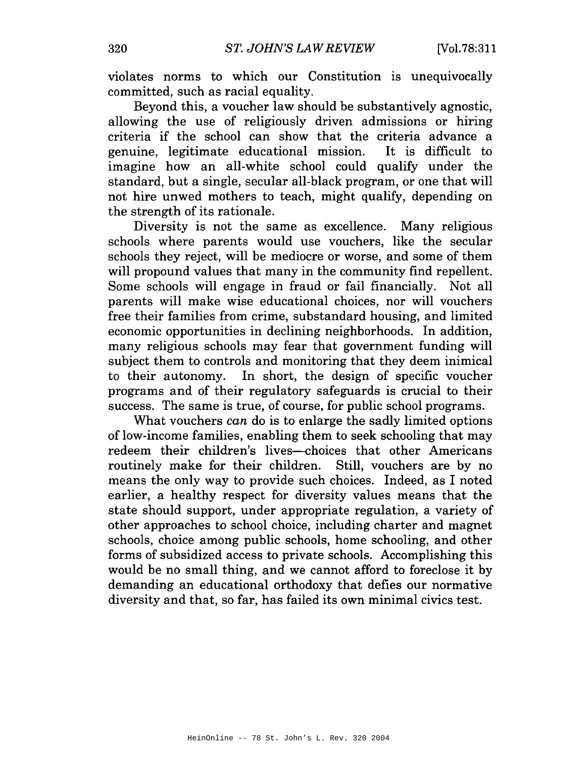violates norms to which our Constitution is unequivocally committed, such as racial equality.

Beyond this, a voucher law should be substantively agnostic, allowing the use of religiously driven admissions or hiring criteria if the school can show that the criteria advance a genuine, legitimate educational mission. It is difficult to imagine how an all-white school could qualify under the standard, but a single, secular all-black program, or one that will not hire unwed mothers to teach, might qualify, depending on the strength of its rationale.

Diversity is not the same as excellence. Many religious schools where parents would use vouchers, like the secular schools they reject, will be mediocre or worse, and some of them will propound values that many in the community find repellent. Some schools will engage in fraud or fail financially. Not all parents will make wise educational choices, nor will vouchers free their families from crime, substandard housing, and limited economic opportunities in declining neighborhoods. In addition, many religious schools may fear that government funding will subject them to controls and monitoring that they deem inimical to their autonomy. In short, the design of specific voucher programs and of their regulatory safeguards is crucial to their success. The same is true, of course, for public school programs.

What vouchers *can* do is to enlarge the sadly limited options of low-income families, enabling them to seek schooling that may redeem their children's lives—choices that other Americans routinely make for their children. Still, vouchers are by no means the only way to provide such choices. Indeed, as I noted earlier, a healthy respect for diversity values means that the state should support, under appropriate regulation, a variety of other approaches to school choice, including charter and magnet schools, choice among public schools, home schooling, and other forms of subsidized access to private schools. Accomplishing this would be no small thing, and we cannot afford to foreclose it by demanding an educational orthodoxy that defies our normative diversity and that, so far, has failed its own minimal civics test.